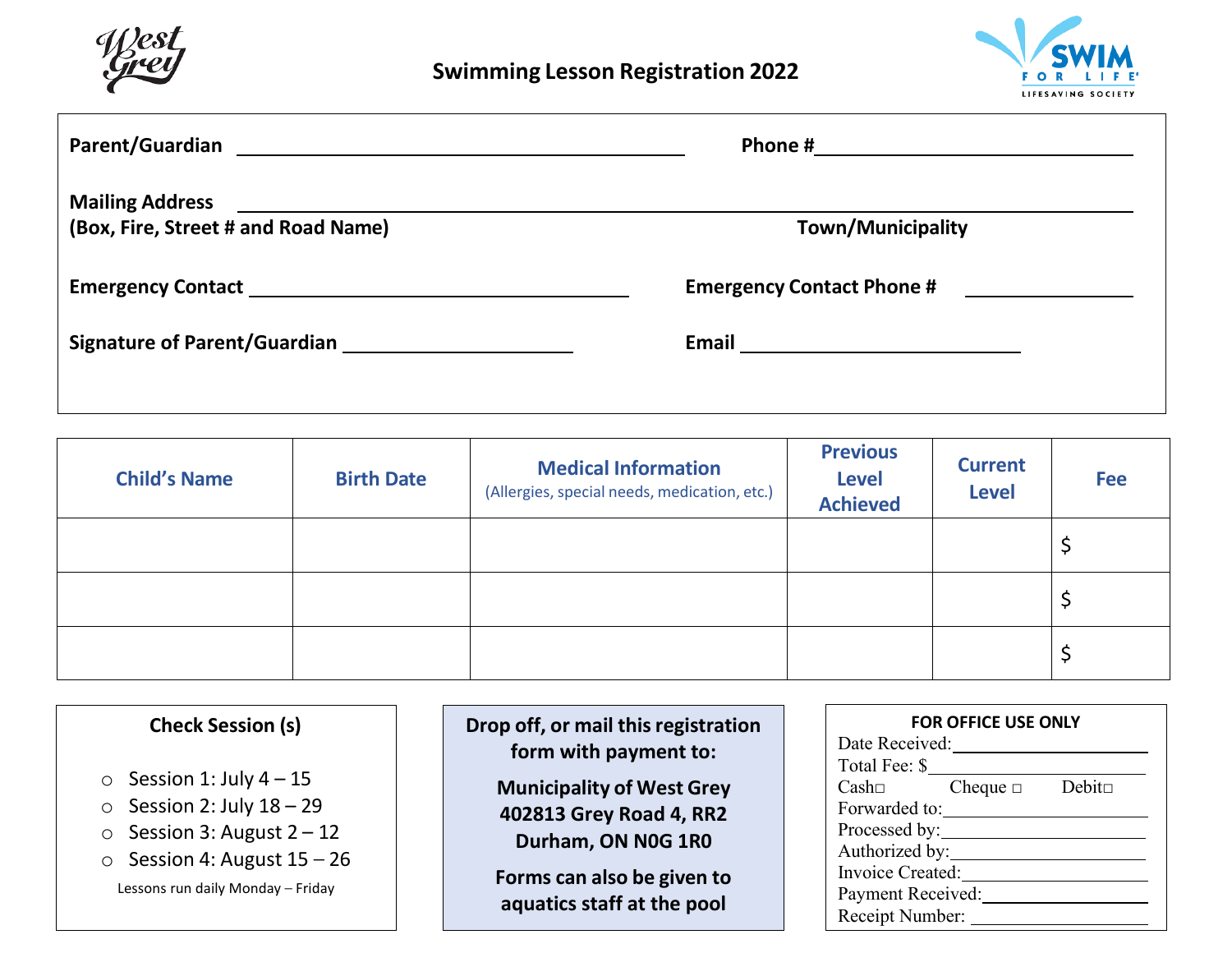# Swimming Lesson Registration 2022

**Parent/Guardian** ______________________________ **Phone #** ______________________

**Mailing Address** ________________________________________________
**(Box, Fire, Street # and Road Name)** **Town/Municipality**

**Emergency Contact** ______________________________ **Emergency Contact Phone #** ______________

**Signature of Parent/Guardian** ____________________ **Email** ______________________

| Child's Name | Birth Date | Medical Information (Allergies, special needs, medication, etc.) | Previous Level Achieved | Current Level | Fee |
|---|---|---|---|---|---|
| | | | | | $ |
| | | | | | $ |
| | | | | | $ |

**Check Session (s)**

- ○ Session 1: July 4 – 15
- ○ Session 2: July 18 – 29
- ○ Session 3: August 2 – 12
- ○ Session 4: August 15 – 26

Lessons run daily Monday – Friday

**Drop off, or mail this registration form with payment to:**

**Municipality of West Grey**
**402813 Grey Road 4, RR2**
**Durham, ON N0G 1R0**

**Forms can also be given to aquatics staff at the pool**

**FOR OFFICE USE ONLY**

Date Received: ____________
Total Fee: $ ____________
Cash□ Cheque □ Debit□
Forwarded to: ____________
Processed by: ____________
Authorized by: ____________
Invoice Created: ____________
Payment Received: ____________
Receipt Number: ____________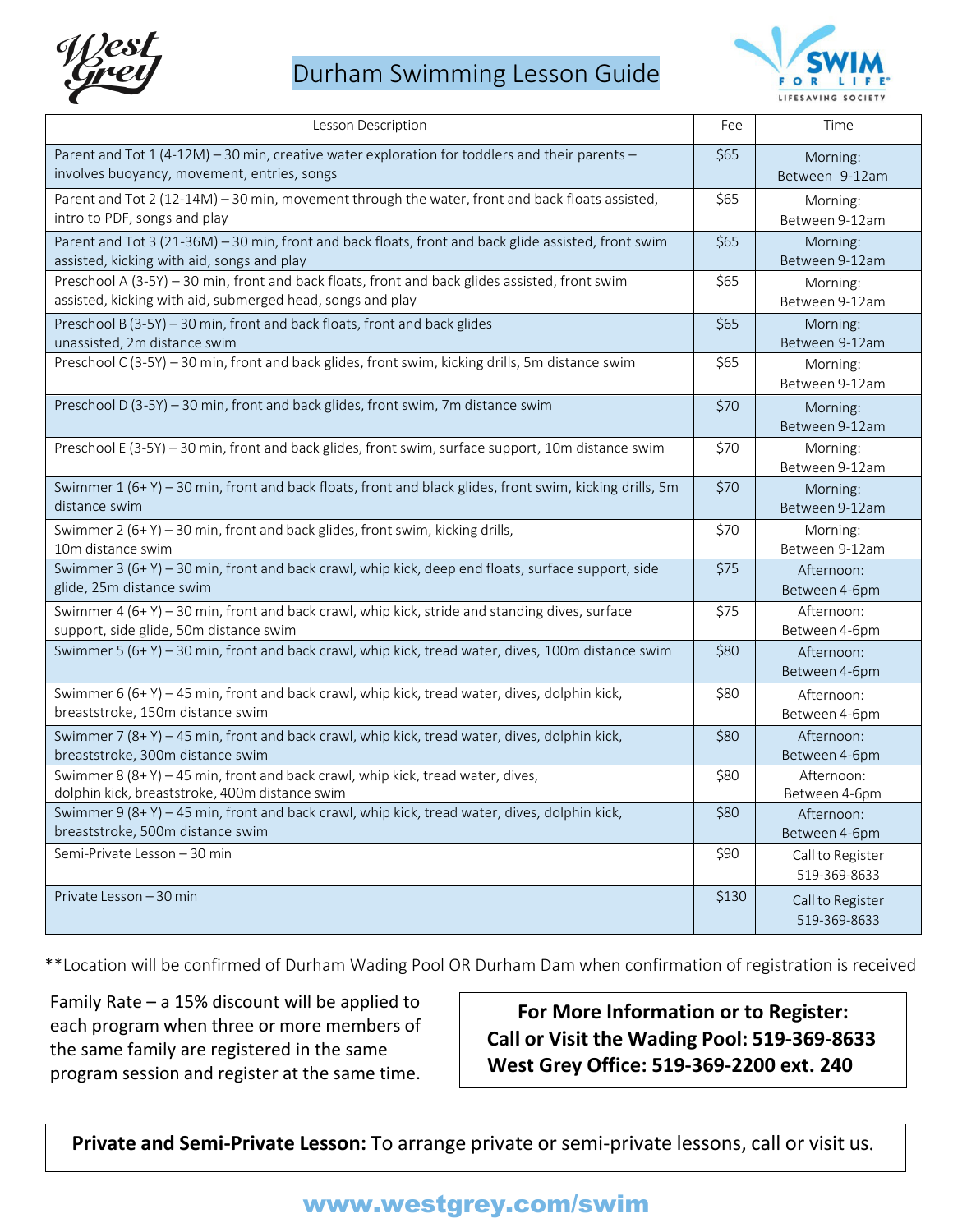# Durham Swimming Lesson Guide

| Lesson Description | Fee | Time |
| --- | --- | --- |
| Parent and Tot 1 (4-12M) – 30 min, creative water exploration for toddlers and their parents – involves buoyancy, movement, entries, songs | $65 | Morning: Between 9-12am |
| Parent and Tot 2 (12-14M) – 30 min, movement through the water, front and back floats assisted, intro to PDF, songs and play | $65 | Morning: Between 9-12am |
| Parent and Tot 3 (21-36M) – 30 min, front and back floats, front and back glide assisted, front swim assisted, kicking with aid, songs and play | $65 | Morning: Between 9-12am |
| Preschool A (3-5Y) – 30 min, front and back floats, front and back glides assisted, front swim assisted, kicking with aid, submerged head, songs and play | $65 | Morning: Between 9-12am |
| Preschool B (3-5Y) – 30 min, front and back floats, front and back glides unassisted, 2m distance swim | $65 | Morning: Between 9-12am |
| Preschool C (3-5Y) – 30 min, front and back glides, front swim, kicking drills, 5m distance swim | $65 | Morning: Between 9-12am |
| Preschool D (3-5Y) – 30 min, front and back glides, front swim, 7m distance swim | $70 | Morning: Between 9-12am |
| Preschool E (3-5Y) – 30 min, front and back glides, front swim, surface support, 10m distance swim | $70 | Morning: Between 9-12am |
| Swimmer 1 (6+ Y) – 30 min, front and back floats, front and black glides, front swim, kicking drills, 5m distance swim | $70 | Morning: Between 9-12am |
| Swimmer 2 (6+ Y) – 30 min, front and back glides, front swim, kicking drills, 10m distance swim | $70 | Morning: Between 9-12am |
| Swimmer 3 (6+ Y) – 30 min, front and back crawl, whip kick, deep end floats, surface support, side glide, 25m distance swim | $75 | Afternoon: Between 4-6pm |
| Swimmer 4 (6+ Y) – 30 min, front and back crawl, whip kick, stride and standing dives, surface support, side glide, 50m distance swim | $75 | Afternoon: Between 4-6pm |
| Swimmer 5 (6+ Y) – 30 min, front and back crawl, whip kick, tread water, dives, 100m distance swim | $80 | Afternoon: Between 4-6pm |
| Swimmer 6 (6+ Y) – 45 min, front and back crawl, whip kick, tread water, dives, dolphin kick, breaststroke, 150m distance swim | $80 | Afternoon: Between 4-6pm |
| Swimmer 7 (8+ Y) – 45 min, front and back crawl, whip kick, tread water, dives, dolphin kick, breaststroke, 300m distance swim | $80 | Afternoon: Between 4-6pm |
| Swimmer 8 (8+ Y) – 45 min, front and back crawl, whip kick, tread water, dives, dolphin kick, breaststroke, 400m distance swim | $80 | Afternoon: Between 4-6pm |
| Swimmer 9 (8+ Y) – 45 min, front and back crawl, whip kick, tread water, dives, dolphin kick, breaststroke, 500m distance swim | $80 | Afternoon: Between 4-6pm |
| Semi-Private Lesson – 30 min | $90 | Call to Register 519-369-8633 |
| Private Lesson – 30 min | $130 | Call to Register 519-369-8633 |

**Location will be confirmed of Durham Wading Pool OR Durham Dam when confirmation of registration is received

Family Rate – a 15% discount will be applied to each program when three or more members of the same family are registered in the same program session and register at the same time.

**For More Information or to Register:**
**Call or Visit the Wading Pool: 519-369-8633**
**West Grey Office: 519-369-2200 ext. 240**

**Private and Semi-Private Lesson:** To arrange private or semi-private lessons, call or visit us.

**www.westgrey.com/swim**